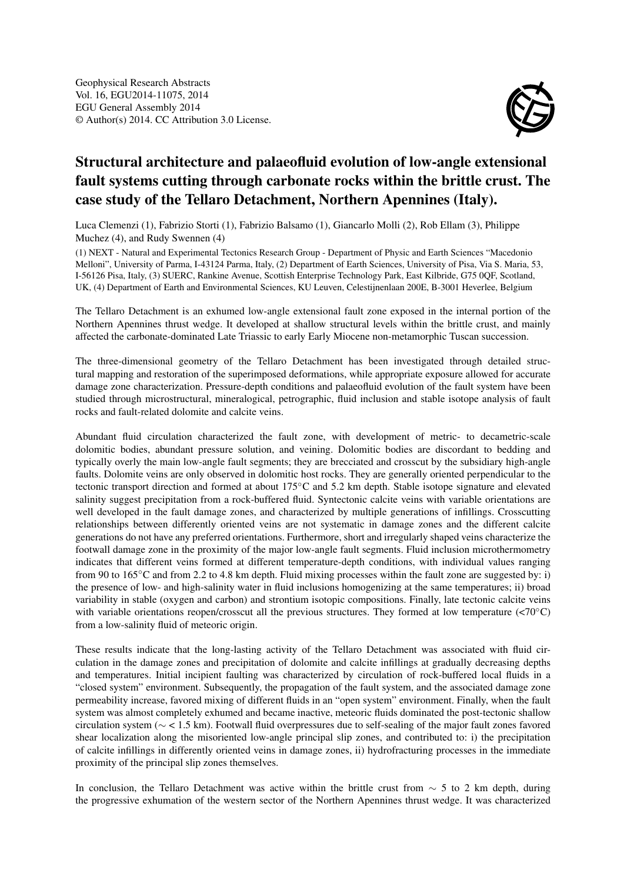Geophysical Research Abstracts
Vol. 16, EGU2014-11075, 2014
EGU General Assembly 2014
© Author(s) 2014. CC Attribution 3.0 License.

# Structural architecture and palaeofluid evolution of low-angle extensional fault systems cutting through carbonate rocks within the brittle crust. The case study of the Tellaro Detachment, Northern Apennines (Italy).

Luca Clemenzi (1), Fabrizio Storti (1), Fabrizio Balsamo (1), Giancarlo Molli (2), Rob Ellam (3), Philippe Muchez (4), and Rudy Swennen (4)

(1) NEXT - Natural and Experimental Tectonics Research Group - Department of Physic and Earth Sciences "Macedonio Melloni", University of Parma, I-43124 Parma, Italy, (2) Department of Earth Sciences, University of Pisa, Via S. Maria, 53, I-56126 Pisa, Italy, (3) SUERC, Rankine Avenue, Scottish Enterprise Technology Park, East Kilbride, G75 0QF, Scotland, UK, (4) Department of Earth and Environmental Sciences, KU Leuven, Celestijnenlaan 200E, B-3001 Heverlee, Belgium

The Tellaro Detachment is an exhumed low-angle extensional fault zone exposed in the internal portion of the Northern Apennines thrust wedge. It developed at shallow structural levels within the brittle crust, and mainly affected the carbonate-dominated Late Triassic to early Early Miocene non-metamorphic Tuscan succession.

The three-dimensional geometry of the Tellaro Detachment has been investigated through detailed structural mapping and restoration of the superimposed deformations, while appropriate exposure allowed for accurate damage zone characterization. Pressure-depth conditions and palaeofluid evolution of the fault system have been studied through microstructural, mineralogical, petrographic, fluid inclusion and stable isotope analysis of fault rocks and fault-related dolomite and calcite veins.

Abundant fluid circulation characterized the fault zone, with development of metric- to decametric-scale dolomitic bodies, abundant pressure solution, and veining. Dolomitic bodies are discordant to bedding and typically overly the main low-angle fault segments; they are brecciated and crosscut by the subsidiary high-angle faults. Dolomite veins are only observed in dolomitic host rocks. They are generally oriented perpendicular to the tectonic transport direction and formed at about 175°C and 5.2 km depth. Stable isotope signature and elevated salinity suggest precipitation from a rock-buffered fluid. Syntectonic calcite veins with variable orientations are well developed in the fault damage zones, and characterized by multiple generations of infillings. Crosscutting relationships between differently oriented veins are not systematic in damage zones and the different calcite generations do not have any preferred orientations. Furthermore, short and irregularly shaped veins characterize the footwall damage zone in the proximity of the major low-angle fault segments. Fluid inclusion microthermometry indicates that different veins formed at different temperature-depth conditions, with individual values ranging from 90 to 165°C and from 2.2 to 4.8 km depth. Fluid mixing processes within the fault zone are suggested by: i) the presence of low- and high-salinity water in fluid inclusions homogenizing at the same temperatures; ii) broad variability in stable (oxygen and carbon) and strontium isotopic compositions. Finally, late tectonic calcite veins with variable orientations reopen/crosscut all the previous structures. They formed at low temperature (<70°C) from a low-salinity fluid of meteoric origin.

These results indicate that the long-lasting activity of the Tellaro Detachment was associated with fluid circulation in the damage zones and precipitation of dolomite and calcite infillings at gradually decreasing depths and temperatures. Initial incipient faulting was characterized by circulation of rock-buffered local fluids in a "closed system" environment. Subsequently, the propagation of the fault system, and the associated damage zone permeability increase, favored mixing of different fluids in an "open system" environment. Finally, when the fault system was almost completely exhumed and became inactive, meteoric fluids dominated the post-tectonic shallow circulation system (~ < 1.5 km). Footwall fluid overpressures due to self-sealing of the major fault zones favored shear localization along the misoriented low-angle principal slip zones, and contributed to: i) the precipitation of calcite infillings in differently oriented veins in damage zones, ii) hydrofracturing processes in the immediate proximity of the principal slip zones themselves.

In conclusion, the Tellaro Detachment was active within the brittle crust from ~ 5 to 2 km depth, during the progressive exhumation of the western sector of the Northern Apennines thrust wedge. It was characterized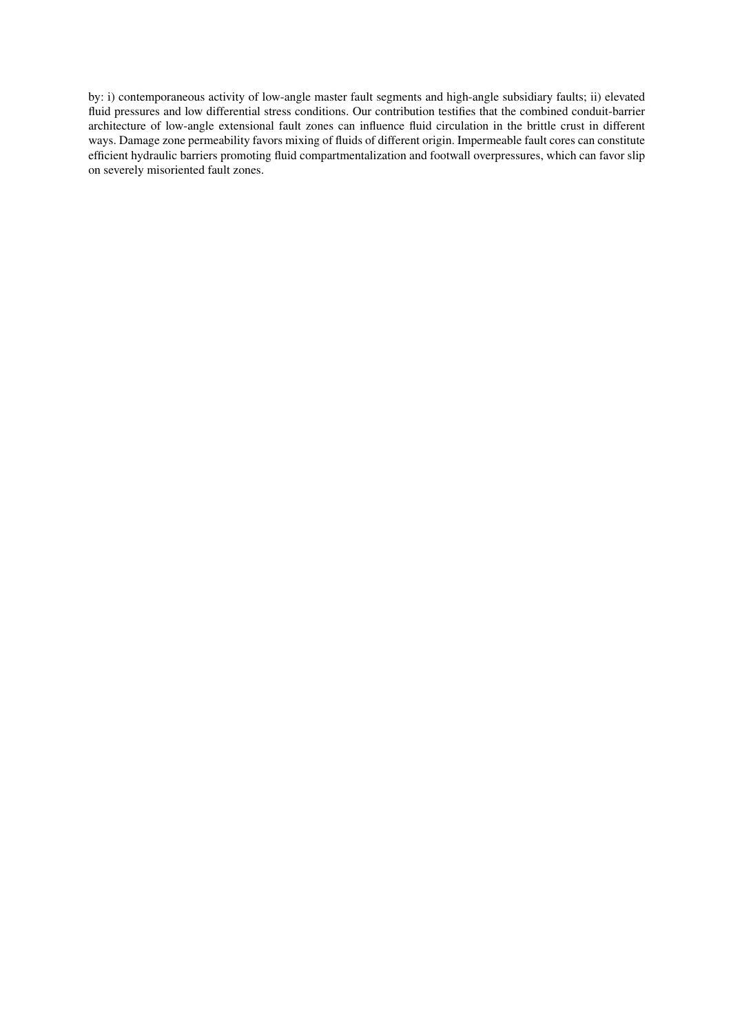by: i) contemporaneous activity of low-angle master fault segments and high-angle subsidiary faults; ii) elevated fluid pressures and low differential stress conditions. Our contribution testifies that the combined conduit-barrier architecture of low-angle extensional fault zones can influence fluid circulation in the brittle crust in different ways. Damage zone permeability favors mixing of fluids of different origin. Impermeable fault cores can constitute efficient hydraulic barriers promoting fluid compartmentalization and footwall overpressures, which can favor slip on severely misoriented fault zones.